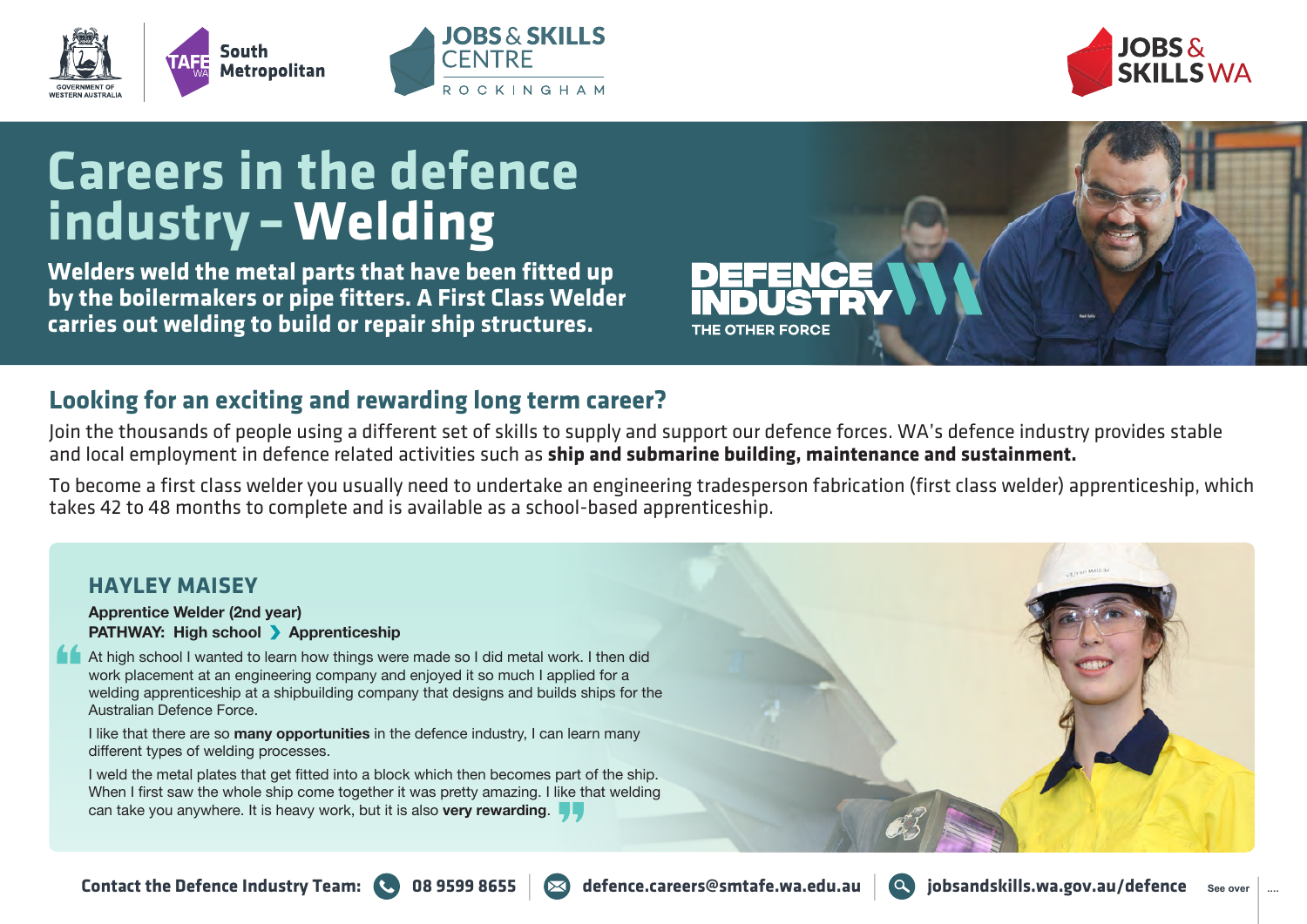# Careers in the defence industry – Welding

**Welders weld the metal parts that have been fitted up by the boilermakers or pipe fitters. A First Class Welder carries out welding to build or repair ship structures.**

DEFENCE INDUSTRY
THE OTHER FORCE

## Looking for an exciting and rewarding long term career?

Join the thousands of people using a different set of skills to supply and support our defence forces. WA's defence industry provides stable and local employment in defence related activities such as **ship and submarine building, maintenance and sustainment.**

To become a first class welder you usually need to undertake an engineering tradesperson fabrication (first class welder) apprenticeship, which takes 42 to 48 months to complete and is available as a school-based apprenticeship.

### HAYLEY MAISEY

**Apprentice Welder (2nd year)**
**PATHWAY: High school › Apprenticeship**

"At high school I wanted to learn how things were made so I did metal work. I then did work placement at an engineering company and enjoyed it so much I applied for a welding apprenticeship at a shipbuilding company that designs and builds ships for the Australian Defence Force.

I like that there are so **many opportunities** in the defence industry, I can learn many different types of welding processes.

I weld the metal plates that get fitted into a block which then becomes part of the ship. When I first saw the whole ship come together it was pretty amazing. I like that welding can take you anywhere. It is heavy work, but it is also **very rewarding**."

**Contact the Defence Industry Team:** 08 9599 8655 | defence.careers@smtafe.wa.edu.au | jobsandskills.wa.gov.au/defence

See over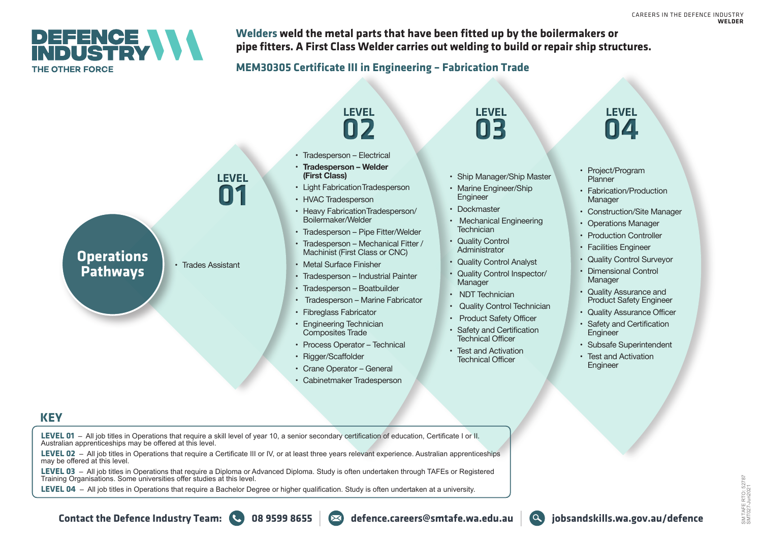CAREERS IN THE DEFENCE INDUSTRY
**WELDER**

DEFENCE INDUSTRY
THE OTHER FORCE

**Welders weld the metal parts that have been fitted up by the boilermakers or pipe fitters. A First Class Welder carries out welding to build or repair ship structures.**

## MEM30305 Certificate III in Engineering – Fabrication Trade

## Operations Pathways

### LEVEL 01

- Trades Assistant

### LEVEL 02

- Tradesperson – Electrical
- **Tradesperson – Welder (First Class)**
- Light Fabrication Tradesperson
- HVAC Tradesperson
- Heavy Fabrication Tradesperson/ Boilermaker/Welder
- Tradesperson – Pipe Fitter/Welder
- Tradesperson – Mechanical Fitter / Machinist (First Class or CNC)
- Metal Surface Finisher
- Tradesperson – Industrial Painter
- Tradesperson – Boatbuilder
- Tradesperson – Marine Fabricator
- Fibreglass Fabricator
- Engineering Technician Composites Trade
- Process Operator – Technical
- Rigger/Scaffolder
- Crane Operator – General
- Cabinetmaker Tradesperson

### LEVEL 03

- Ship Manager/Ship Master
- Marine Engineer/Ship Engineer
- Dockmaster
- Mechanical Engineering Technician
- Quality Control Administrator
- Quality Control Analyst
- Quality Control Inspector/ Manager
- NDT Technician
- Quality Control Technician
- Product Safety Officer
- Safety and Certification Technical Officer
- Test and Activation Technical Officer

### LEVEL 04

- Project/Program Planner
- Fabrication/Production Manager
- Construction/Site Manager
- Operations Manager
- Production Controller
- Facilities Engineer
- Quality Control Surveyor
- Dimensional Control Manager
- Quality Assurance and Product Safety Engineer
- Quality Assurance Officer
- Safety and Certification Engineer
- Subsafe Superintendent
- Test and Activation Engineer

## KEY

**LEVEL 01** – All job titles in Operations that require a skill level of year 10, a senior secondary certification of education, Certificate I or II. Australian apprenticeships may be offered at this level.

**LEVEL 02** – All job titles in Operations that require a Certificate III or IV, or at least three years relevant experience. Australian apprenticeships may be offered at this level.

**LEVEL 03** – All job titles in Operations that require a Diploma or Advanced Diploma. Study is often undertaken through TAFEs or Registered Training Organisations. Some universities offer studies at this level.

**LEVEL 04** – All job titles in Operations that require a Bachelor Degree or higher qualification. Study is often undertaken at a university.

**Contact the Defence Industry Team:** 08 9599 8655 | defence.careers@smtafe.wa.edu.au | jobsandskills.wa.gov.au/defence

SM TAFE RTO: 52787
SMT027-Jun2021